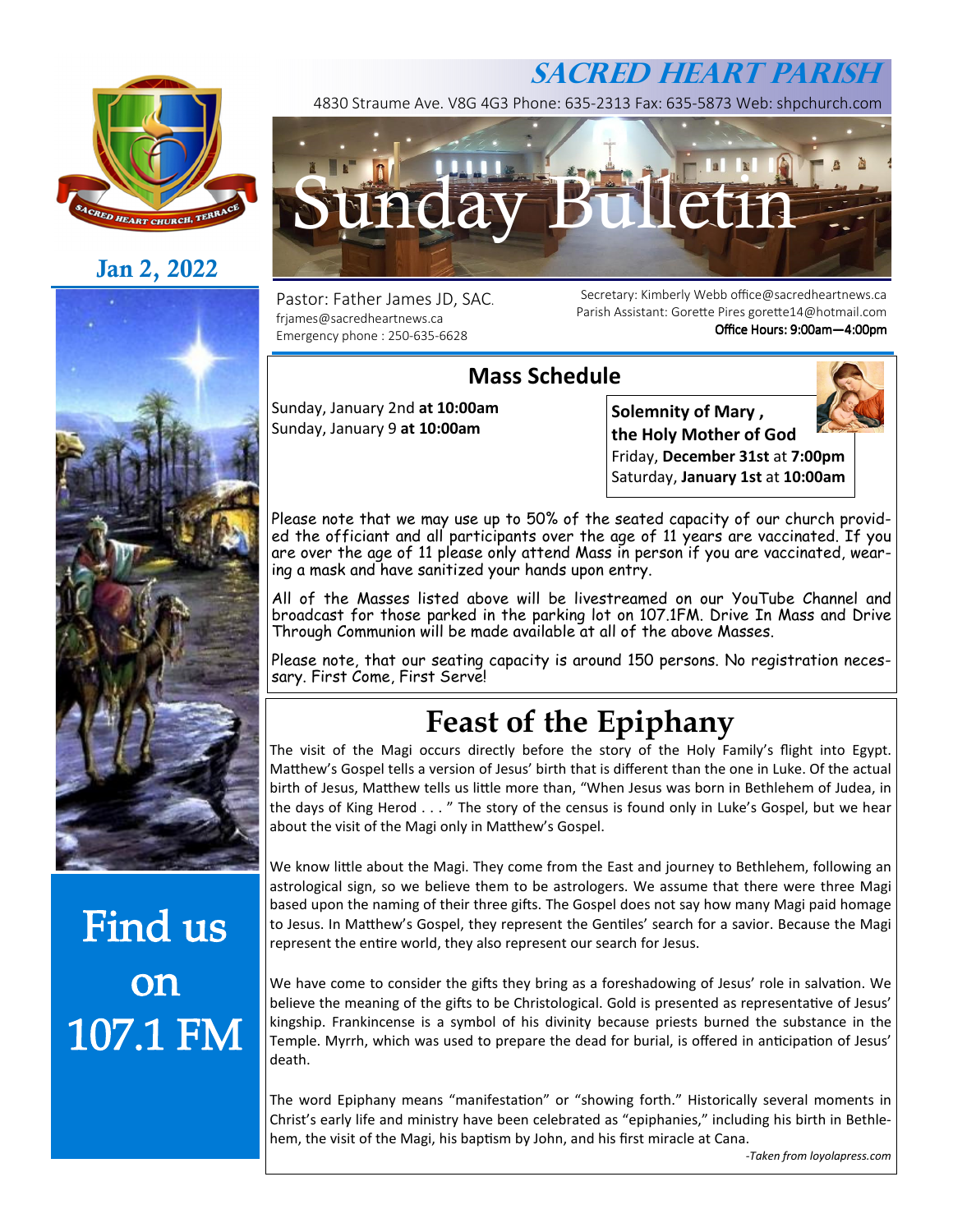# SACRED HEART PARISH

4830 Straume Ave. V8G 4G3 Phone: 635-2313 Fax: 635-5873 Web: shpchurch.com

# Sunday Bulletin

**Jan 2, 2022**

Pastor: Father James JD, SAC.
frjames@sacredheartnews.ca
Emergency phone : 250-635-6628

Secretary: Kimberly Webb office@sacredheartnews.ca
Parish Assistant: Gorette Pires gorette14@hotmail.com
Office Hours: 9:00am—4:00pm

## Mass Schedule

Sunday, January 2nd **at 10:00am**
Sunday, January 9 **at 10:00am**

**Solemnity of Mary , the Holy Mother of God**
Friday, **December 31st** at **7:00pm**
Saturday, **January 1st** at **10:00am**

Please note that we may use up to 50% of the seated capacity of our church provided the officiant and all participants over the age of 11 years are vaccinated. If you are over the age of 11 please only attend Mass in person if you are vaccinated, wearing a mask and have sanitized your hands upon entry.

All of the Masses listed above will be livestreamed on our YouTube Channel and broadcast for those parked in the parking lot on 107.1FM. Drive In Mass and Drive Through Communion will be made available at all of the above Masses.

Please note, that our seating capacity is around 150 persons. No registration necessary. First Come, First Serve!

## Feast of the Epiphany

The visit of the Magi occurs directly before the story of the Holy Family's flight into Egypt. Matthew's Gospel tells a version of Jesus' birth that is different than the one in Luke. Of the actual birth of Jesus, Matthew tells us little more than, "When Jesus was born in Bethlehem of Judea, in the days of King Herod . . . " The story of the census is found only in Luke's Gospel, but we hear about the visit of the Magi only in Matthew's Gospel.

We know little about the Magi. They come from the East and journey to Bethlehem, following an astrological sign, so we believe them to be astrologers. We assume that there were three Magi based upon the naming of their three gifts. The Gospel does not say how many Magi paid homage to Jesus. In Matthew's Gospel, they represent the Gentiles' search for a savior. Because the Magi represent the entire world, they also represent our search for Jesus.

We have come to consider the gifts they bring as a foreshadowing of Jesus' role in salvation. We believe the meaning of the gifts to be Christological. Gold is presented as representative of Jesus' kingship. Frankincense is a symbol of his divinity because priests burned the substance in the Temple. Myrrh, which was used to prepare the dead for burial, is offered in anticipation of Jesus' death.

The word Epiphany means "manifestation" or "showing forth." Historically several moments in Christ's early life and ministry have been celebrated as "epiphanies," including his birth in Bethlehem, the visit of the Magi, his baptism by John, and his first miracle at Cana.

*-Taken from loyolapress.com*

**Find us on 107.1 FM**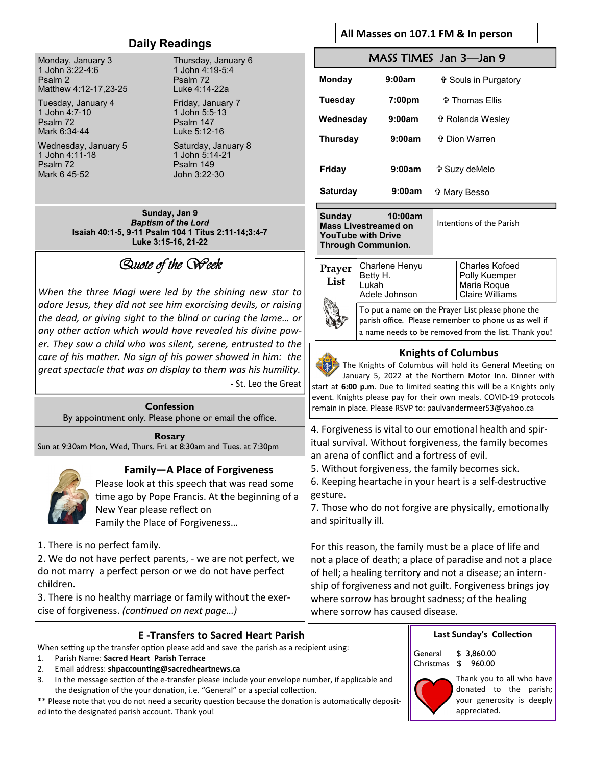## Daily Readings

Monday, January 3
1 John 3:22-4:6
Psalm 2
Matthew 4:12-17,23-25

Tuesday, January 4
1 John 4:7-10
Psalm 72
Mark 6:34-44

Wednesday, January 5
1 John 4:11-18
Psalm 72
Mark 6 45-52

Thursday, January 6
1 John 4:19-5:4
Psalm 72
Luke 4:14-22a

Friday, January 7
1 John 5:5-13
Psalm 147
Luke 5:12-16

Saturday, January 8
1 John 5:14-21
Psalm 149
John 3:22-30

**Sunday, Jan 9**
***Baptism of the Lord***
**Isaiah 40:1-5, 9-11 Psalm 104 1 Titus 2:11-14;3:4-7**
**Luke 3:15-16, 21-22**

## *Quote of the Week*

*When the three Magi were led by the shining new star to adore Jesus, they did not see him exorcising devils, or raising the dead, or giving sight to the blind or curing the lame… or any other action which would have revealed his divine power. They saw a child who was silent, serene, entrusted to the care of his mother. No sign of his power showed in him: the great spectacle that was on display to them was his humility.*

- St. Leo the Great

**Confession**
By appointment only. Please phone or email the office.

**Rosary**
Sun at 9:30am Mon, Wed, Thurs. Fri. at 8:30am and Tues. at 7:30pm

### Family—A Place of Forgiveness

Please look at this speech that was read some time ago by Pope Francis. At the beginning of a New Year please reflect on Family the Place of Forgiveness…

1. There is no perfect family.
2. We do not have perfect parents, - we are not perfect, we do not marry a perfect person or we do not have perfect children.
3. There is no healthy marriage or family without the exercise of forgiveness. *(continued on next page…)*

**All Masses on 107.1 FM & In person**

## MASS TIMES Jan 3—Jan 9

| | | |
|---|---|---|
| **Monday** | **9:00am** | ✞ Souls in Purgatory |
| **Tuesday** | **7:00pm** | ✞ Thomas Ellis |
| **Wednesday** | **9:00am** | ✞ Rolanda Wesley |
| **Thursday** | **9:00am** | ✞ Dion Warren |
| **Friday** | **9:00am** | ✞ Suzy deMelo |
| **Saturday** | **9:00am** | ✞ Mary Besso |
| **Sunday** | **10:00am** **Mass Livestreamed on YouTube with Drive Through Communion.** | Intentions of the Parish |

## Prayer List

| | |
|---|---|
| Charlene Henyu | Charles Kofoed |
| Betty H. | Polly Kuemper |
| Lukah | Maria Roque |
| Adele Johnson | Claire Williams |

To put a name on the Prayer List please phone the parish office. Please remember to phone us as well if a name needs to be removed from the list. Thank you!

### Knights of Columbus

The Knights of Columbus will hold its General Meeting on January 5, 2022 at the Northern Motor Inn. Dinner with start at **6:00 p.m**. Due to limited seating this will be a Knights only event. Knights please pay for their own meals. COVID-19 protocols remain in place. Please RSVP to: paulvandermeer53@yahoo.ca

4. Forgiveness is vital to our emotional health and spiritual survival. Without forgiveness, the family becomes an arena of conflict and a fortress of evil.
5. Without forgiveness, the family becomes sick.
6. Keeping heartache in your heart is a self-destructive gesture.
7. Those who do not forgive are physically, emotionally and spiritually ill.

For this reason, the family must be a place of life and not a place of death; a place of paradise and not a place of hell; a healing territory and not a disease; an internship of forgiveness and not guilt. Forgiveness brings joy where sorrow has brought sadness; of the healing where sorrow has caused disease.

### E -Transfers to Sacred Heart Parish

When setting up the transfer option please add and save the parish as a recipient using:

1. Parish Name: **Sacred Heart Parish Terrace**
2. Email address: **shpaccounting@sacredheartnews.ca**
3. In the message section of the e-transfer please include your envelope number, if applicable and the designation of the your donation, i.e. "General" or a special collection.

** Please note that you do not need a security question because the donation is automatically deposited into the designated parish account. Thank you!

**Last Sunday's Collection**

| | |
|---|---|
| General | $ 3,860.00 |
| Christmas | $ 960.00 |

Thank you to all who have donated to the parish; your generosity is deeply appreciated.